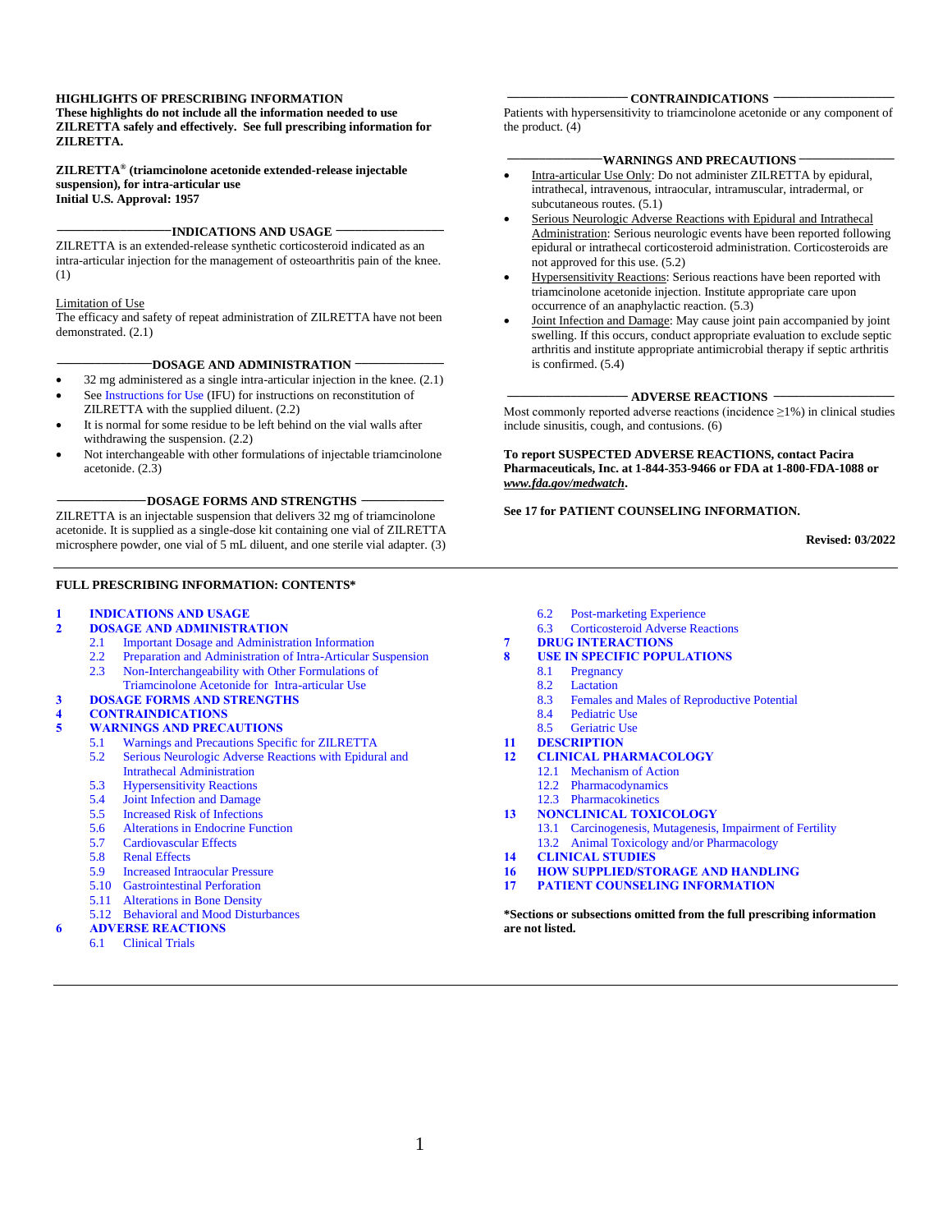**HIGHLIGHTS OF PRESCRIBING INFORMATION**
**These highlights do not include all the information needed to use ZILRETTA safely and effectively. See full prescribing information for ZILRETTA.**

**ZILRETTA® (triamcinolone acetonide extended-release injectable suspension), for intra-articular use**
**Initial U.S. Approval: 1957**

## INDICATIONS AND USAGE

ZILRETTA is an extended-release synthetic corticosteroid indicated as an intra-articular injection for the management of osteoarthritis pain of the knee. (1)

Limitation of Use
The efficacy and safety of repeat administration of ZILRETTA have not been demonstrated. (2.1)

## DOSAGE AND ADMINISTRATION

- 32 mg administered as a single intra-articular injection in the knee. (2.1)
- See Instructions for Use (IFU) for instructions on reconstitution of ZILRETTA with the supplied diluent. (2.2)
- It is normal for some residue to be left behind on the vial walls after withdrawing the suspension. (2.2)
- Not interchangeable with other formulations of injectable triamcinolone acetonide. (2.3)

## DOSAGE FORMS AND STRENGTHS

ZILRETTA is an injectable suspension that delivers 32 mg of triamcinolone acetonide. It is supplied as a single-dose kit containing one vial of ZILRETTA microsphere powder, one vial of 5 mL diluent, and one sterile vial adapter. (3)

## CONTRAINDICATIONS

Patients with hypersensitivity to triamcinolone acetonide or any component of the product. (4)

## WARNINGS AND PRECAUTIONS

- Intra-articular Use Only: Do not administer ZILRETTA by epidural, intrathecal, intravenous, intraocular, intramuscular, intradermal, or subcutaneous routes. (5.1)
- Serious Neurologic Adverse Reactions with Epidural and Intrathecal Administration: Serious neurologic events have been reported following epidural or intrathecal corticosteroid administration. Corticosteroids are not approved for this use. (5.2)
- Hypersensitivity Reactions: Serious reactions have been reported with triamcinolone acetonide injection. Institute appropriate care upon occurrence of an anaphylactic reaction. (5.3)
- Joint Infection and Damage: May cause joint pain accompanied by joint swelling. If this occurs, conduct appropriate evaluation to exclude septic arthritis and institute appropriate antimicrobial therapy if septic arthritis is confirmed. (5.4)

## ADVERSE REACTIONS

Most commonly reported adverse reactions (incidence ≥1%) in clinical studies include sinusitis, cough, and contusions. (6)

**To report SUSPECTED ADVERSE REACTIONS, contact Pacira Pharmaceuticals, Inc. at 1-844-353-9466 or FDA at 1-800-FDA-1088 or *www.fda.gov/medwatch*.**

**See 17 for PATIENT COUNSELING INFORMATION.**

**Revised: 03/2022**

---

**FULL PRESCRIBING INFORMATION: CONTENTS***

**1 INDICATIONS AND USAGE**
**2 DOSAGE AND ADMINISTRATION**
- 2.1 Important Dosage and Administration Information
- 2.2 Preparation and Administration of Intra-Articular Suspension
- 2.3 Non-Interchangeability with Other Formulations of Triamcinolone Acetonide for Intra-articular Use

**3 DOSAGE FORMS AND STRENGTHS**
**4 CONTRAINDICATIONS**
**5 WARNINGS AND PRECAUTIONS**
- 5.1 Warnings and Precautions Specific for ZILRETTA
- 5.2 Serious Neurologic Adverse Reactions with Epidural and Intrathecal Administration
- 5.3 Hypersensitivity Reactions
- 5.4 Joint Infection and Damage
- 5.5 Increased Risk of Infections
- 5.6 Alterations in Endocrine Function
- 5.7 Cardiovascular Effects
- 5.8 Renal Effects
- 5.9 Increased Intraocular Pressure
- 5.10 Gastrointestinal Perforation
- 5.11 Alterations in Bone Density
- 5.12 Behavioral and Mood Disturbances

**6 ADVERSE REACTIONS**
- 6.1 Clinical Trials
- 6.2 Post-marketing Experience
- 6.3 Corticosteroid Adverse Reactions

**7 DRUG INTERACTIONS**
**8 USE IN SPECIFIC POPULATIONS**
- 8.1 Pregnancy
- 8.2 Lactation
- 8.3 Females and Males of Reproductive Potential
- 8.4 Pediatric Use
- 8.5 Geriatric Use

**11 DESCRIPTION**
**12 CLINICAL PHARMACOLOGY**
- 12.1 Mechanism of Action
- 12.2 Pharmacodynamics
- 12.3 Pharmacokinetics

**13 NONCLINICAL TOXICOLOGY**
- 13.1 Carcinogenesis, Mutagenesis, Impairment of Fertility
- 13.2 Animal Toxicology and/or Pharmacology

**14 CLINICAL STUDIES**
**16 HOW SUPPLIED/STORAGE AND HANDLING**
**17 PATIENT COUNSELING INFORMATION**

***Sections or subsections omitted from the full prescribing information are not listed.**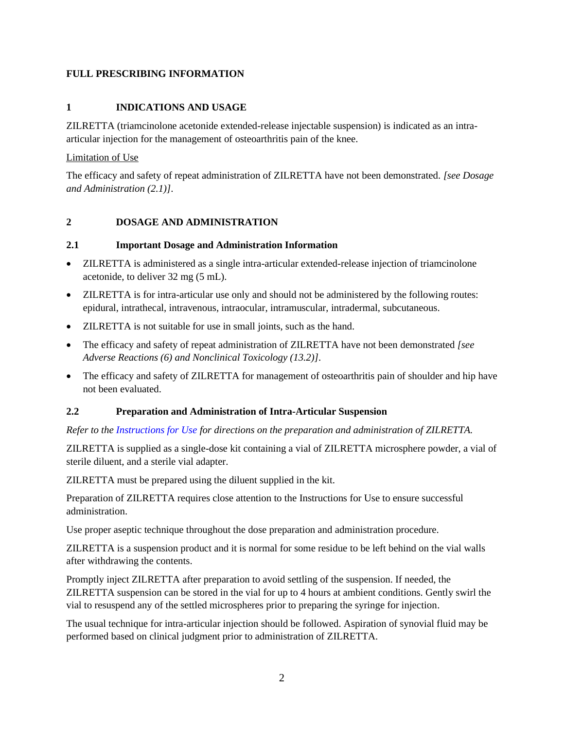# FULL PRESCRIBING INFORMATION

## 1 INDICATIONS AND USAGE

ZILRETTA (triamcinolone acetonide extended-release injectable suspension) is indicated as an intra-articular injection for the management of osteoarthritis pain of the knee.

Limitation of Use

The efficacy and safety of repeat administration of ZILRETTA have not been demonstrated. *[see Dosage and Administration (2.1)]*.

## 2 DOSAGE AND ADMINISTRATION

### 2.1 Important Dosage and Administration Information

- ZILRETTA is administered as a single intra-articular extended-release injection of triamcinolone acetonide, to deliver 32 mg (5 mL).
- ZILRETTA is for intra-articular use only and should not be administered by the following routes: epidural, intrathecal, intravenous, intraocular, intramuscular, intradermal, subcutaneous.
- ZILRETTA is not suitable for use in small joints, such as the hand.
- The efficacy and safety of repeat administration of ZILRETTA have not been demonstrated *[see Adverse Reactions (6) and Nonclinical Toxicology (13.2)]*.
- The efficacy and safety of ZILRETTA for management of osteoarthritis pain of shoulder and hip have not been evaluated.

### 2.2 Preparation and Administration of Intra-Articular Suspension

*Refer to the Instructions for Use for directions on the preparation and administration of ZILRETTA.*

ZILRETTA is supplied as a single-dose kit containing a vial of ZILRETTA microsphere powder, a vial of sterile diluent, and a sterile vial adapter.

ZILRETTA must be prepared using the diluent supplied in the kit.

Preparation of ZILRETTA requires close attention to the Instructions for Use to ensure successful administration.

Use proper aseptic technique throughout the dose preparation and administration procedure.

ZILRETTA is a suspension product and it is normal for some residue to be left behind on the vial walls after withdrawing the contents.

Promptly inject ZILRETTA after preparation to avoid settling of the suspension. If needed, the ZILRETTA suspension can be stored in the vial for up to 4 hours at ambient conditions. Gently swirl the vial to resuspend any of the settled microspheres prior to preparing the syringe for injection.

The usual technique for intra-articular injection should be followed. Aspiration of synovial fluid may be performed based on clinical judgment prior to administration of ZILRETTA.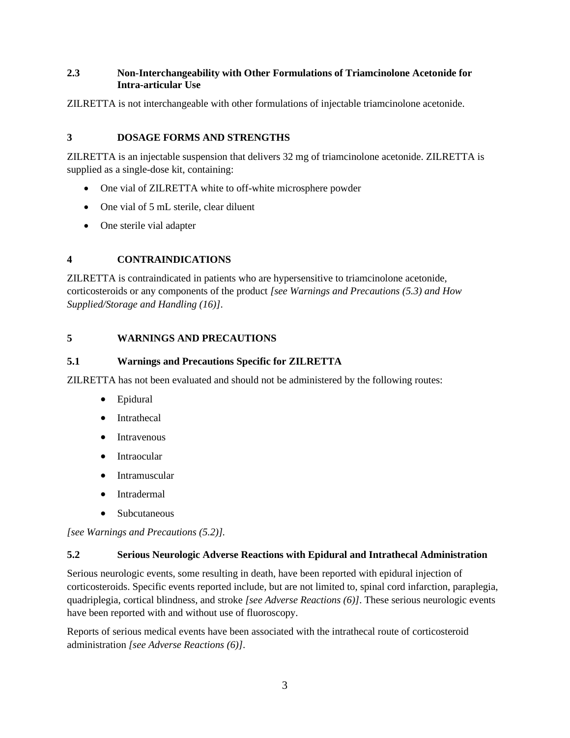### 2.3 Non-Interchangeability with Other Formulations of Triamcinolone Acetonide for Intra-articular Use

ZILRETTA is not interchangeable with other formulations of injectable triamcinolone acetonide.

## 3 DOSAGE FORMS AND STRENGTHS

ZILRETTA is an injectable suspension that delivers 32 mg of triamcinolone acetonide. ZILRETTA is supplied as a single-dose kit, containing:

- One vial of ZILRETTA white to off-white microsphere powder
- One vial of 5 mL sterile, clear diluent
- One sterile vial adapter

## 4 CONTRAINDICATIONS

ZILRETTA is contraindicated in patients who are hypersensitive to triamcinolone acetonide, corticosteroids or any components of the product *[see Warnings and Precautions (5.3) and How Supplied/Storage and Handling (16)]*.

## 5 WARNINGS AND PRECAUTIONS

### 5.1 Warnings and Precautions Specific for ZILRETTA

ZILRETTA has not been evaluated and should not be administered by the following routes:

- Epidural
- Intrathecal
- Intravenous
- Intraocular
- Intramuscular
- Intradermal
- Subcutaneous

*[see Warnings and Precautions (5.2)].*

### 5.2 Serious Neurologic Adverse Reactions with Epidural and Intrathecal Administration

Serious neurologic events, some resulting in death, have been reported with epidural injection of corticosteroids. Specific events reported include, but are not limited to, spinal cord infarction, paraplegia, quadriplegia, cortical blindness, and stroke *[see Adverse Reactions (6)]*. These serious neurologic events have been reported with and without use of fluoroscopy.

Reports of serious medical events have been associated with the intrathecal route of corticosteroid administration *[see Adverse Reactions (6)]*.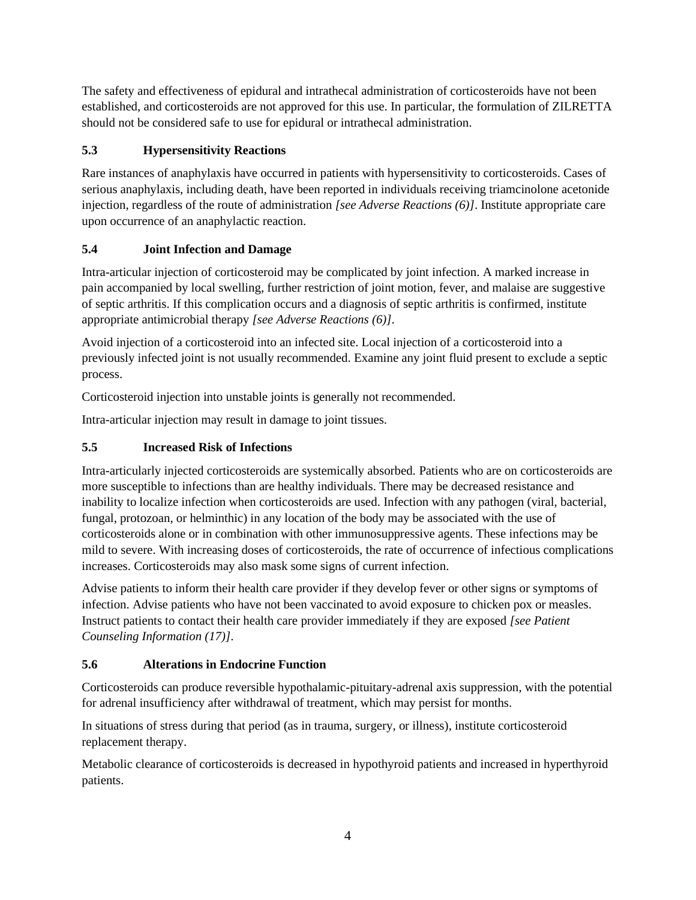The safety and effectiveness of epidural and intrathecal administration of corticosteroids have not been established, and corticosteroids are not approved for this use. In particular, the formulation of ZILRETTA should not be considered safe to use for epidural or intrathecal administration.

### 5.3 Hypersensitivity Reactions

Rare instances of anaphylaxis have occurred in patients with hypersensitivity to corticosteroids. Cases of serious anaphylaxis, including death, have been reported in individuals receiving triamcinolone acetonide injection, regardless of the route of administration *[see Adverse Reactions (6)]*. Institute appropriate care upon occurrence of an anaphylactic reaction.

### 5.4 Joint Infection and Damage

Intra-articular injection of corticosteroid may be complicated by joint infection. A marked increase in pain accompanied by local swelling, further restriction of joint motion, fever, and malaise are suggestive of septic arthritis. If this complication occurs and a diagnosis of septic arthritis is confirmed, institute appropriate antimicrobial therapy *[see Adverse Reactions (6)]*.

Avoid injection of a corticosteroid into an infected site. Local injection of a corticosteroid into a previously infected joint is not usually recommended. Examine any joint fluid present to exclude a septic process.

Corticosteroid injection into unstable joints is generally not recommended.

Intra-articular injection may result in damage to joint tissues.

### 5.5 Increased Risk of Infections

Intra-articularly injected corticosteroids are systemically absorbed. Patients who are on corticosteroids are more susceptible to infections than are healthy individuals. There may be decreased resistance and inability to localize infection when corticosteroids are used. Infection with any pathogen (viral, bacterial, fungal, protozoan, or helminthic) in any location of the body may be associated with the use of corticosteroids alone or in combination with other immunosuppressive agents. These infections may be mild to severe. With increasing doses of corticosteroids, the rate of occurrence of infectious complications increases. Corticosteroids may also mask some signs of current infection.

Advise patients to inform their health care provider if they develop fever or other signs or symptoms of infection. Advise patients who have not been vaccinated to avoid exposure to chicken pox or measles. Instruct patients to contact their health care provider immediately if they are exposed *[see Patient Counseling Information (17)]*.

### 5.6 Alterations in Endocrine Function

Corticosteroids can produce reversible hypothalamic-pituitary-adrenal axis suppression, with the potential for adrenal insufficiency after withdrawal of treatment, which may persist for months.

In situations of stress during that period (as in trauma, surgery, or illness), institute corticosteroid replacement therapy.

Metabolic clearance of corticosteroids is decreased in hypothyroid patients and increased in hyperthyroid patients.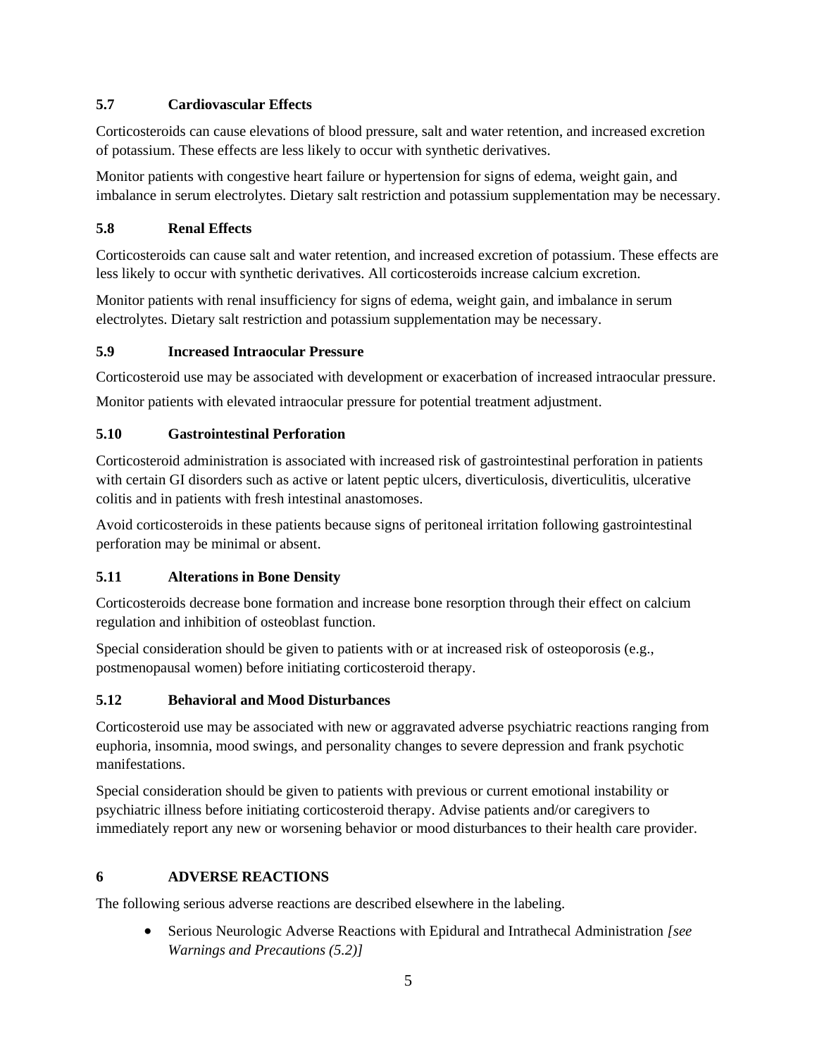### 5.7 Cardiovascular Effects

Corticosteroids can cause elevations of blood pressure, salt and water retention, and increased excretion of potassium. These effects are less likely to occur with synthetic derivatives.

Monitor patients with congestive heart failure or hypertension for signs of edema, weight gain, and imbalance in serum electrolytes. Dietary salt restriction and potassium supplementation may be necessary.

### 5.8 Renal Effects

Corticosteroids can cause salt and water retention, and increased excretion of potassium. These effects are less likely to occur with synthetic derivatives. All corticosteroids increase calcium excretion.

Monitor patients with renal insufficiency for signs of edema, weight gain, and imbalance in serum electrolytes. Dietary salt restriction and potassium supplementation may be necessary.

### 5.9 Increased Intraocular Pressure

Corticosteroid use may be associated with development or exacerbation of increased intraocular pressure.

Monitor patients with elevated intraocular pressure for potential treatment adjustment.

### 5.10 Gastrointestinal Perforation

Corticosteroid administration is associated with increased risk of gastrointestinal perforation in patients with certain GI disorders such as active or latent peptic ulcers, diverticulosis, diverticulitis, ulcerative colitis and in patients with fresh intestinal anastomoses.

Avoid corticosteroids in these patients because signs of peritoneal irritation following gastrointestinal perforation may be minimal or absent.

### 5.11 Alterations in Bone Density

Corticosteroids decrease bone formation and increase bone resorption through their effect on calcium regulation and inhibition of osteoblast function.

Special consideration should be given to patients with or at increased risk of osteoporosis (e.g., postmenopausal women) before initiating corticosteroid therapy.

### 5.12 Behavioral and Mood Disturbances

Corticosteroid use may be associated with new or aggravated adverse psychiatric reactions ranging from euphoria, insomnia, mood swings, and personality changes to severe depression and frank psychotic manifestations.

Special consideration should be given to patients with previous or current emotional instability or psychiatric illness before initiating corticosteroid therapy. Advise patients and/or caregivers to immediately report any new or worsening behavior or mood disturbances to their health care provider.

## 6 ADVERSE REACTIONS

The following serious adverse reactions are described elsewhere in the labeling.

- Serious Neurologic Adverse Reactions with Epidural and Intrathecal Administration *[see Warnings and Precautions (5.2)]*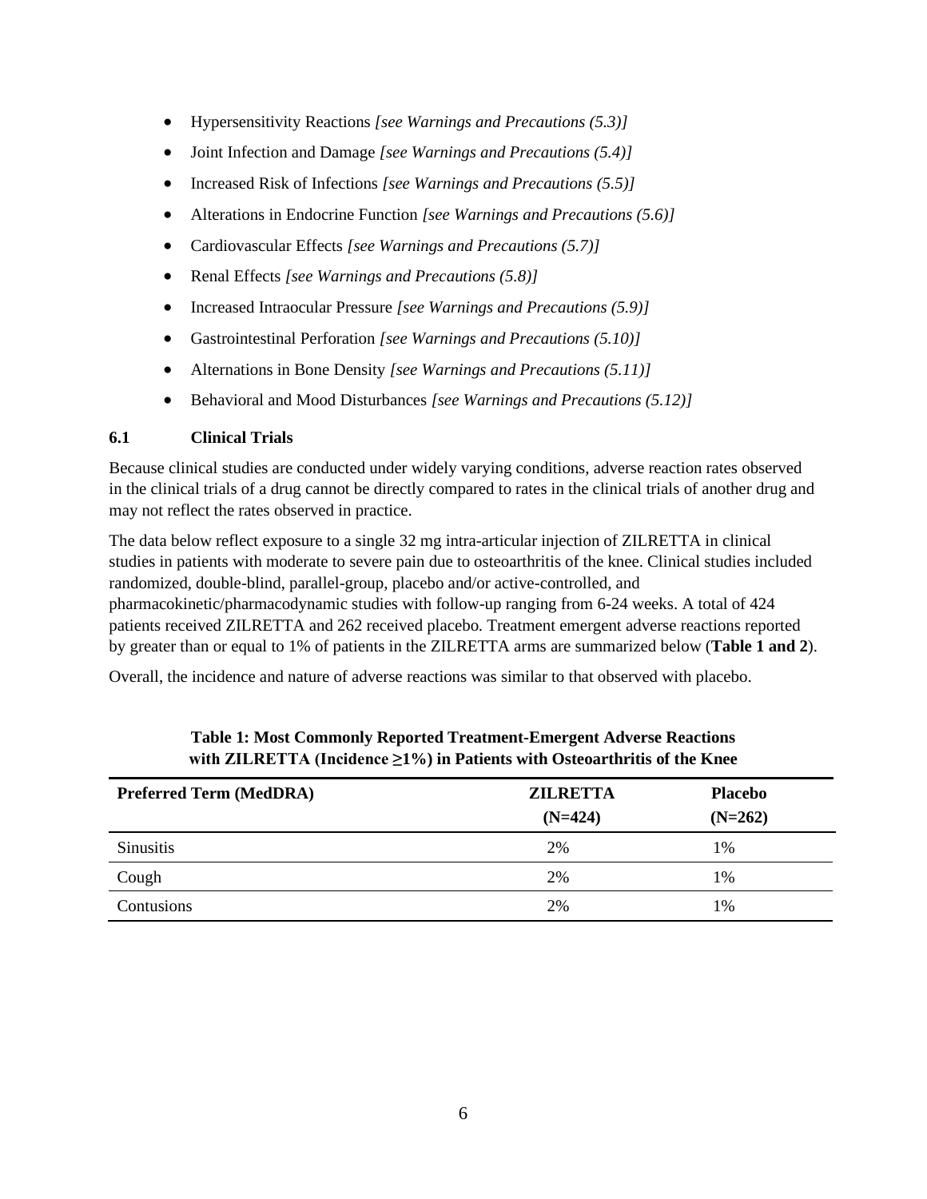- Hypersensitivity Reactions *[see Warnings and Precautions (5.3)]*
- Joint Infection and Damage *[see Warnings and Precautions (5.4)]*
- Increased Risk of Infections *[see Warnings and Precautions (5.5)]*
- Alterations in Endocrine Function *[see Warnings and Precautions (5.6)]*
- Cardiovascular Effects *[see Warnings and Precautions (5.7)]*
- Renal Effects *[see Warnings and Precautions (5.8)]*
- Increased Intraocular Pressure *[see Warnings and Precautions (5.9)]*
- Gastrointestinal Perforation *[see Warnings and Precautions (5.10)]*
- Alternations in Bone Density *[see Warnings and Precautions (5.11)]*
- Behavioral and Mood Disturbances *[see Warnings and Precautions (5.12)]*

### 6.1 Clinical Trials

Because clinical studies are conducted under widely varying conditions, adverse reaction rates observed in the clinical trials of a drug cannot be directly compared to rates in the clinical trials of another drug and may not reflect the rates observed in practice.

The data below reflect exposure to a single 32 mg intra-articular injection of ZILRETTA in clinical studies in patients with moderate to severe pain due to osteoarthritis of the knee. Clinical studies included randomized, double-blind, parallel-group, placebo and/or active-controlled, and pharmacokinetic/pharmacodynamic studies with follow-up ranging from 6-24 weeks. A total of 424 patients received ZILRETTA and 262 received placebo. Treatment emergent adverse reactions reported by greater than or equal to 1% of patients in the ZILRETTA arms are summarized below (**Table 1 and 2**).

Overall, the incidence and nature of adverse reactions was similar to that observed with placebo.

**Table 1: Most Commonly Reported Treatment-Emergent Adverse Reactions with ZILRETTA (Incidence ≥1%) in Patients with Osteoarthritis of the Knee**

| Preferred Term (MedDRA) | ZILRETTA (N=424) | Placebo (N=262) |
|---|---|---|
| Sinusitis | 2% | 1% |
| Cough | 2% | 1% |
| Contusions | 2% | 1% |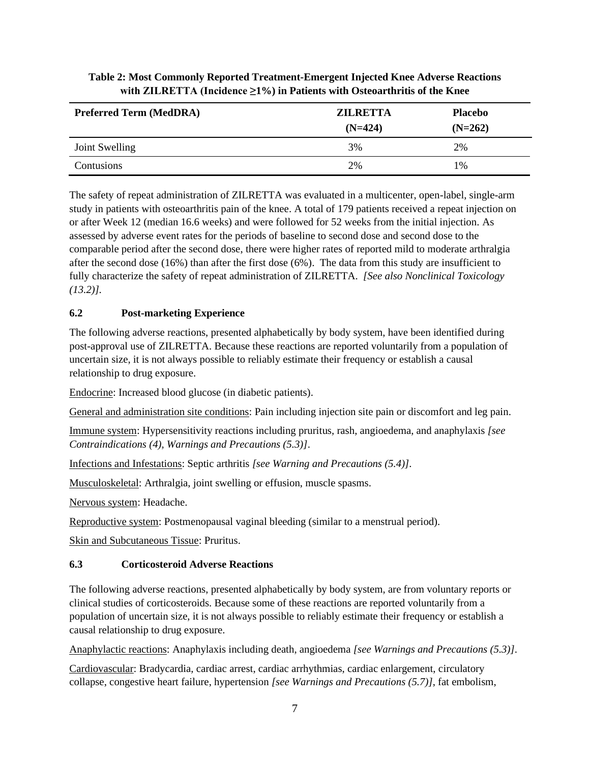**Table 2: Most Commonly Reported Treatment-Emergent Injected Knee Adverse Reactions with ZILRETTA (Incidence ≥1%) in Patients with Osteoarthritis of the Knee**

| Preferred Term (MedDRA) | ZILRETTA (N=424) | Placebo (N=262) |
|---|---|---|
| Joint Swelling | 3% | 2% |
| Contusions | 2% | 1% |

The safety of repeat administration of ZILRETTA was evaluated in a multicenter, open-label, single-arm study in patients with osteoarthritis pain of the knee. A total of 179 patients received a repeat injection on or after Week 12 (median 16.6 weeks) and were followed for 52 weeks from the initial injection. As assessed by adverse event rates for the periods of baseline to second dose and second dose to the comparable period after the second dose, there were higher rates of reported mild to moderate arthralgia after the second dose (16%) than after the first dose (6%). The data from this study are insufficient to fully characterize the safety of repeat administration of ZILRETTA. *[See also Nonclinical Toxicology (13.2)].*

### 6.2 Post-marketing Experience

The following adverse reactions, presented alphabetically by body system, have been identified during post-approval use of ZILRETTA. Because these reactions are reported voluntarily from a population of uncertain size, it is not always possible to reliably estimate their frequency or establish a causal relationship to drug exposure.

Endocrine: Increased blood glucose (in diabetic patients).

General and administration site conditions: Pain including injection site pain or discomfort and leg pain.

Immune system: Hypersensitivity reactions including pruritus, rash, angioedema, and anaphylaxis *[see Contraindications (4), Warnings and Precautions (5.3)]*.

Infections and Infestations: Septic arthritis *[see Warning and Precautions (5.4)]*.

Musculoskeletal: Arthralgia, joint swelling or effusion, muscle spasms.

Nervous system: Headache.

Reproductive system: Postmenopausal vaginal bleeding (similar to a menstrual period).

Skin and Subcutaneous Tissue: Pruritus.

### 6.3 Corticosteroid Adverse Reactions

The following adverse reactions, presented alphabetically by body system, are from voluntary reports or clinical studies of corticosteroids. Because some of these reactions are reported voluntarily from a population of uncertain size, it is not always possible to reliably estimate their frequency or establish a causal relationship to drug exposure.

Anaphylactic reactions: Anaphylaxis including death, angioedema *[see Warnings and Precautions (5.3)]*.

Cardiovascular: Bradycardia, cardiac arrest, cardiac arrhythmias, cardiac enlargement, circulatory collapse, congestive heart failure, hypertension *[see Warnings and Precautions (5.7)]*, fat embolism,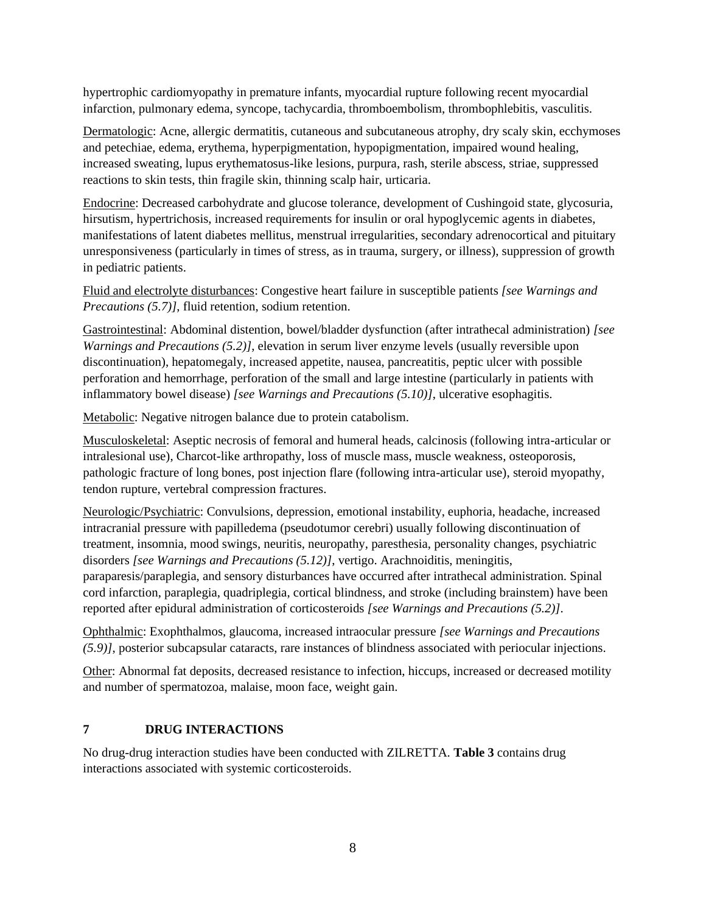hypertrophic cardiomyopathy in premature infants, myocardial rupture following recent myocardial infarction, pulmonary edema, syncope, tachycardia, thromboembolism, thrombophlebitis, vasculitis.

<u>Dermatologic</u>: Acne, allergic dermatitis, cutaneous and subcutaneous atrophy, dry scaly skin, ecchymoses and petechiae, edema, erythema, hyperpigmentation, hypopigmentation, impaired wound healing, increased sweating, lupus erythematosus-like lesions, purpura, rash, sterile abscess, striae, suppressed reactions to skin tests, thin fragile skin, thinning scalp hair, urticaria.

<u>Endocrine</u>: Decreased carbohydrate and glucose tolerance, development of Cushingoid state, glycosuria, hirsutism, hypertrichosis, increased requirements for insulin or oral hypoglycemic agents in diabetes, manifestations of latent diabetes mellitus, menstrual irregularities, secondary adrenocortical and pituitary unresponsiveness (particularly in times of stress, as in trauma, surgery, or illness), suppression of growth in pediatric patients.

<u>Fluid and electrolyte disturbances</u>: Congestive heart failure in susceptible patients *[see Warnings and Precautions (5.7)]*, fluid retention, sodium retention.

<u>Gastrointestinal</u>: Abdominal distention, bowel/bladder dysfunction (after intrathecal administration) *[see Warnings and Precautions (5.2)]*, elevation in serum liver enzyme levels (usually reversible upon discontinuation), hepatomegaly, increased appetite, nausea, pancreatitis, peptic ulcer with possible perforation and hemorrhage, perforation of the small and large intestine (particularly in patients with inflammatory bowel disease) *[see Warnings and Precautions (5.10)]*, ulcerative esophagitis.

<u>Metabolic</u>: Negative nitrogen balance due to protein catabolism.

<u>Musculoskeletal</u>: Aseptic necrosis of femoral and humeral heads, calcinosis (following intra-articular or intralesional use), Charcot-like arthropathy, loss of muscle mass, muscle weakness, osteoporosis, pathologic fracture of long bones, post injection flare (following intra-articular use), steroid myopathy, tendon rupture, vertebral compression fractures.

<u>Neurologic/Psychiatric</u>: Convulsions, depression, emotional instability, euphoria, headache, increased intracranial pressure with papilledema (pseudotumor cerebri) usually following discontinuation of treatment, insomnia, mood swings, neuritis, neuropathy, paresthesia, personality changes, psychiatric disorders *[see Warnings and Precautions (5.12)]*, vertigo. Arachnoiditis, meningitis, paraparesis/paraplegia, and sensory disturbances have occurred after intrathecal administration. Spinal cord infarction, paraplegia, quadriplegia, cortical blindness, and stroke (including brainstem) have been reported after epidural administration of corticosteroids *[see Warnings and Precautions (5.2)]*.

<u>Ophthalmic</u>: Exophthalmos, glaucoma, increased intraocular pressure *[see Warnings and Precautions (5.9)]*, posterior subcapsular cataracts, rare instances of blindness associated with periocular injections.

<u>Other</u>: Abnormal fat deposits, decreased resistance to infection, hiccups, increased or decreased motility and number of spermatozoa, malaise, moon face, weight gain.

## 7 DRUG INTERACTIONS

No drug-drug interaction studies have been conducted with ZILRETTA. **Table 3** contains drug interactions associated with systemic corticosteroids.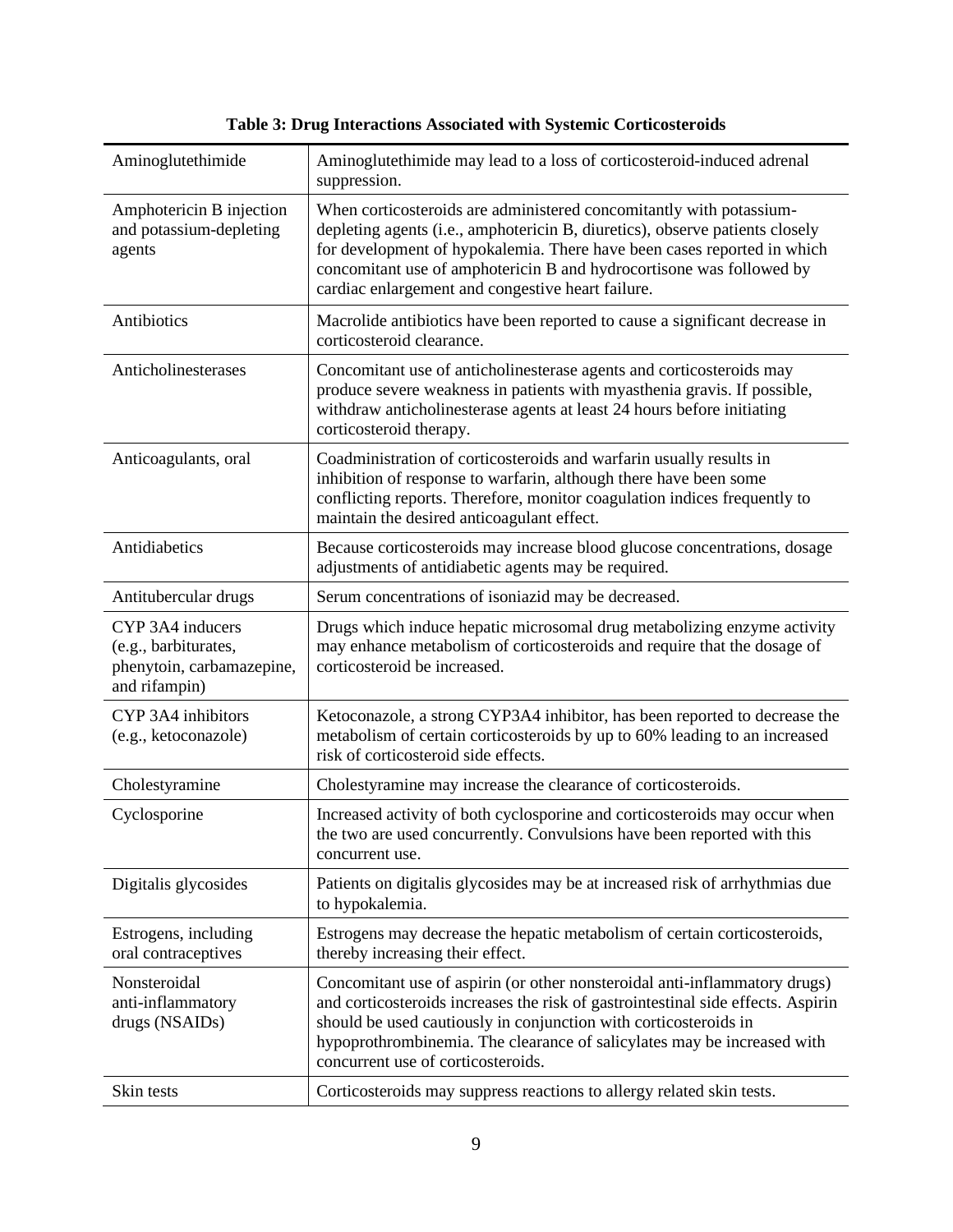**Table 3: Drug Interactions Associated with Systemic Corticosteroids**

| | |
|---|---|
| Aminoglutethimide | Aminoglutethimide may lead to a loss of corticosteroid-induced adrenal suppression. |
| Amphotericin B injection and potassium-depleting agents | When corticosteroids are administered concomitantly with potassium-depleting agents (i.e., amphotericin B, diuretics), observe patients closely for development of hypokalemia. There have been cases reported in which concomitant use of amphotericin B and hydrocortisone was followed by cardiac enlargement and congestive heart failure. |
| Antibiotics | Macrolide antibiotics have been reported to cause a significant decrease in corticosteroid clearance. |
| Anticholinesterases | Concomitant use of anticholinesterase agents and corticosteroids may produce severe weakness in patients with myasthenia gravis. If possible, withdraw anticholinesterase agents at least 24 hours before initiating corticosteroid therapy. |
| Anticoagulants, oral | Coadministration of corticosteroids and warfarin usually results in inhibition of response to warfarin, although there have been some conflicting reports. Therefore, monitor coagulation indices frequently to maintain the desired anticoagulant effect. |
| Antidiabetics | Because corticosteroids may increase blood glucose concentrations, dosage adjustments of antidiabetic agents may be required. |
| Antitubercular drugs | Serum concentrations of isoniazid may be decreased. |
| CYP 3A4 inducers (e.g., barbiturates, phenytoin, carbamazepine, and rifampin) | Drugs which induce hepatic microsomal drug metabolizing enzyme activity may enhance metabolism of corticosteroids and require that the dosage of corticosteroid be increased. |
| CYP 3A4 inhibitors (e.g., ketoconazole) | Ketoconazole, a strong CYP3A4 inhibitor, has been reported to decrease the metabolism of certain corticosteroids by up to 60% leading to an increased risk of corticosteroid side effects. |
| Cholestyramine | Cholestyramine may increase the clearance of corticosteroids. |
| Cyclosporine | Increased activity of both cyclosporine and corticosteroids may occur when the two are used concurrently. Convulsions have been reported with this concurrent use. |
| Digitalis glycosides | Patients on digitalis glycosides may be at increased risk of arrhythmias due to hypokalemia. |
| Estrogens, including oral contraceptives | Estrogens may decrease the hepatic metabolism of certain corticosteroids, thereby increasing their effect. |
| Nonsteroidal anti-inflammatory drugs (NSAIDs) | Concomitant use of aspirin (or other nonsteroidal anti-inflammatory drugs) and corticosteroids increases the risk of gastrointestinal side effects. Aspirin should be used cautiously in conjunction with corticosteroids in hypoprothrombinemia. The clearance of salicylates may be increased with concurrent use of corticosteroids. |
| Skin tests | Corticosteroids may suppress reactions to allergy related skin tests. |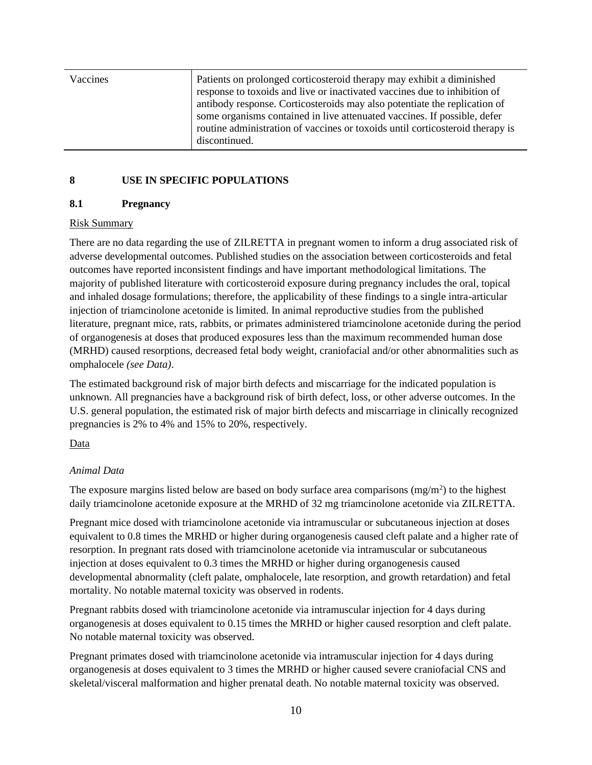| Vaccines | Patients on prolonged corticosteroid therapy may exhibit a diminished response to toxoids and live or inactivated vaccines due to inhibition of antibody response. Corticosteroids may also potentiate the replication of some organisms contained in live attenuated vaccines. If possible, defer routine administration of vaccines or toxoids until corticosteroid therapy is discontinued. |
|---|---|

## 8 USE IN SPECIFIC POPULATIONS

### 8.1 Pregnancy

Risk Summary

There are no data regarding the use of ZILRETTA in pregnant women to inform a drug associated risk of adverse developmental outcomes. Published studies on the association between corticosteroids and fetal outcomes have reported inconsistent findings and have important methodological limitations. The majority of published literature with corticosteroid exposure during pregnancy includes the oral, topical and inhaled dosage formulations; therefore, the applicability of these findings to a single intra-articular injection of triamcinolone acetonide is limited. In animal reproductive studies from the published literature, pregnant mice, rats, rabbits, or primates administered triamcinolone acetonide during the period of organogenesis at doses that produced exposures less than the maximum recommended human dose (MRHD) caused resorptions, decreased fetal body weight, craniofacial and/or other abnormalities such as omphalocele *(see Data)*.

The estimated background risk of major birth defects and miscarriage for the indicated population is unknown. All pregnancies have a background risk of birth defect, loss, or other adverse outcomes. In the U.S. general population, the estimated risk of major birth defects and miscarriage in clinically recognized pregnancies is 2% to 4% and 15% to 20%, respectively.

Data

*Animal Data*

The exposure margins listed below are based on body surface area comparisons ($mg/m^2$) to the highest daily triamcinolone acetonide exposure at the MRHD of 32 mg triamcinolone acetonide via ZILRETTA.

Pregnant mice dosed with triamcinolone acetonide via intramuscular or subcutaneous injection at doses equivalent to 0.8 times the MRHD or higher during organogenesis caused cleft palate and a higher rate of resorption. In pregnant rats dosed with triamcinolone acetonide via intramuscular or subcutaneous injection at doses equivalent to 0.3 times the MRHD or higher during organogenesis caused developmental abnormality (cleft palate, omphalocele, late resorption, and growth retardation) and fetal mortality. No notable maternal toxicity was observed in rodents.

Pregnant rabbits dosed with triamcinolone acetonide via intramuscular injection for 4 days during organogenesis at doses equivalent to 0.15 times the MRHD or higher caused resorption and cleft palate. No notable maternal toxicity was observed.

Pregnant primates dosed with triamcinolone acetonide via intramuscular injection for 4 days during organogenesis at doses equivalent to 3 times the MRHD or higher caused severe craniofacial CNS and skeletal/visceral malformation and higher prenatal death. No notable maternal toxicity was observed.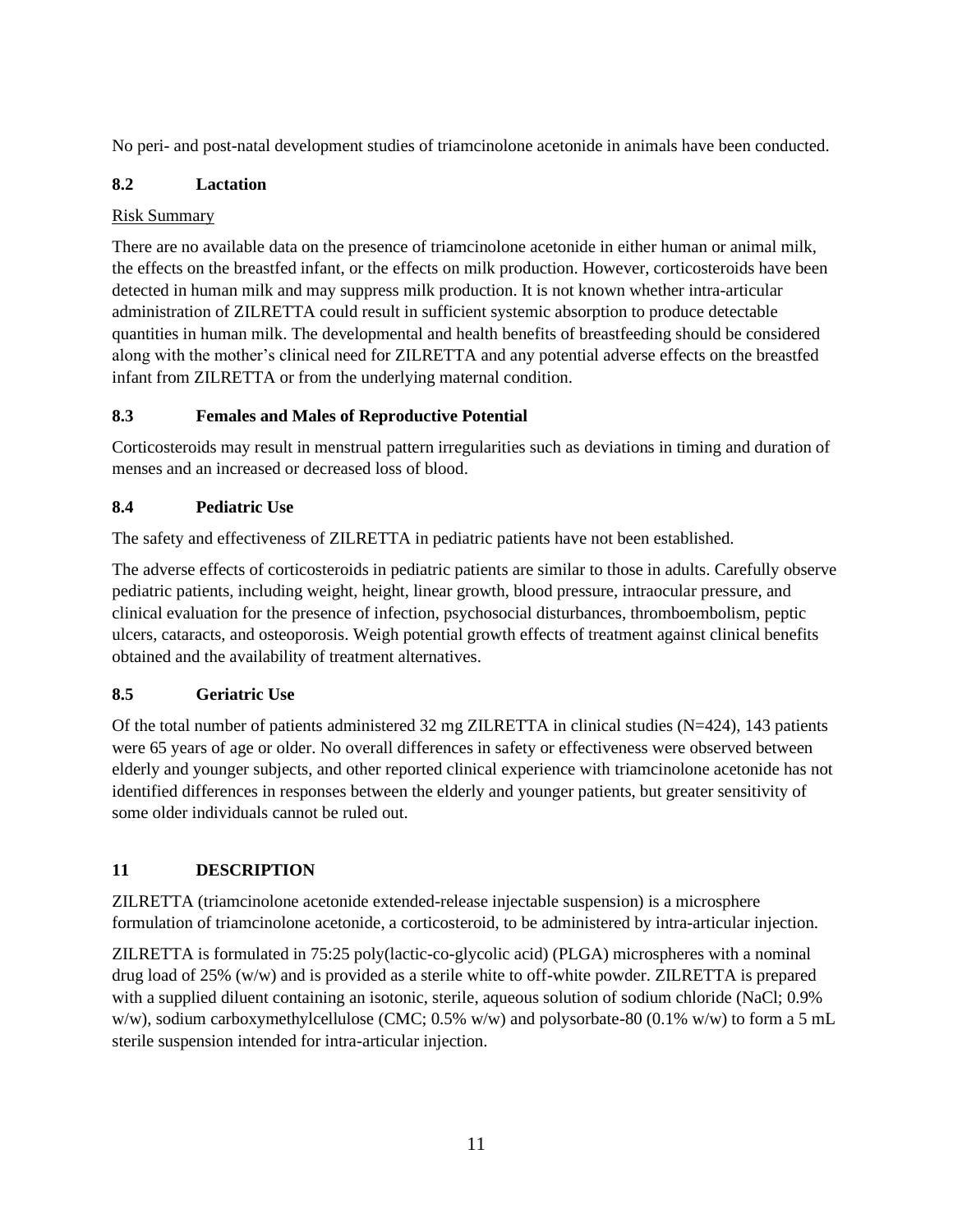No peri- and post-natal development studies of triamcinolone acetonide in animals have been conducted.

### 8.2 Lactation

Risk Summary

There are no available data on the presence of triamcinolone acetonide in either human or animal milk, the effects on the breastfed infant, or the effects on milk production. However, corticosteroids have been detected in human milk and may suppress milk production. It is not known whether intra-articular administration of ZILRETTA could result in sufficient systemic absorption to produce detectable quantities in human milk. The developmental and health benefits of breastfeeding should be considered along with the mother's clinical need for ZILRETTA and any potential adverse effects on the breastfed infant from ZILRETTA or from the underlying maternal condition.

### 8.3 Females and Males of Reproductive Potential

Corticosteroids may result in menstrual pattern irregularities such as deviations in timing and duration of menses and an increased or decreased loss of blood.

### 8.4 Pediatric Use

The safety and effectiveness of ZILRETTA in pediatric patients have not been established.

The adverse effects of corticosteroids in pediatric patients are similar to those in adults. Carefully observe pediatric patients, including weight, height, linear growth, blood pressure, intraocular pressure, and clinical evaluation for the presence of infection, psychosocial disturbances, thromboembolism, peptic ulcers, cataracts, and osteoporosis. Weigh potential growth effects of treatment against clinical benefits obtained and the availability of treatment alternatives.

### 8.5 Geriatric Use

Of the total number of patients administered 32 mg ZILRETTA in clinical studies (N=424), 143 patients were 65 years of age or older. No overall differences in safety or effectiveness were observed between elderly and younger subjects, and other reported clinical experience with triamcinolone acetonide has not identified differences in responses between the elderly and younger patients, but greater sensitivity of some older individuals cannot be ruled out.

## 11 DESCRIPTION

ZILRETTA (triamcinolone acetonide extended-release injectable suspension) is a microsphere formulation of triamcinolone acetonide, a corticosteroid, to be administered by intra-articular injection.

ZILRETTA is formulated in 75:25 poly(lactic-co-glycolic acid) (PLGA) microspheres with a nominal drug load of 25% (w/w) and is provided as a sterile white to off-white powder. ZILRETTA is prepared with a supplied diluent containing an isotonic, sterile, aqueous solution of sodium chloride (NaCl; 0.9% w/w), sodium carboxymethylcellulose (CMC; 0.5% w/w) and polysorbate-80 (0.1% w/w) to form a 5 mL sterile suspension intended for intra-articular injection.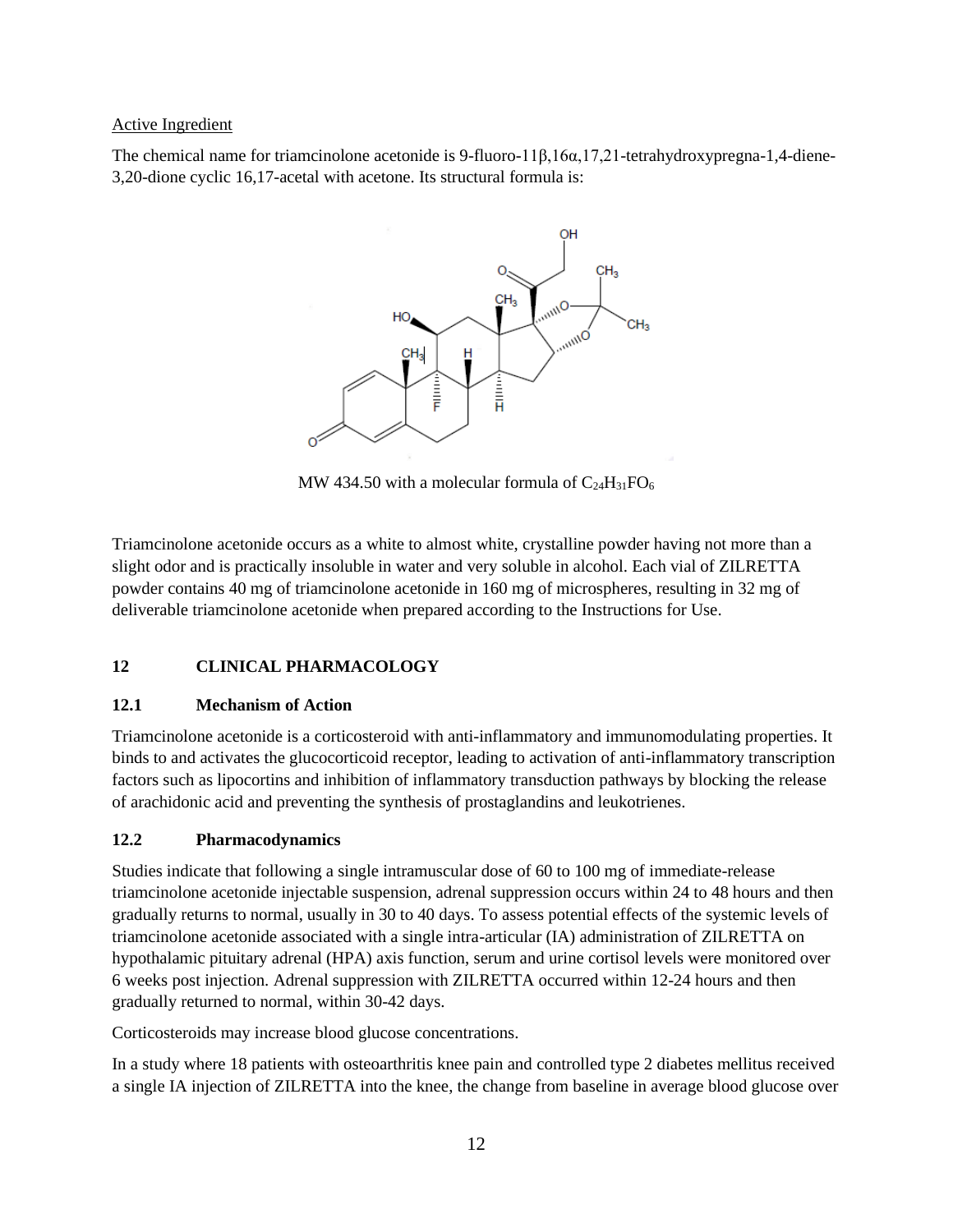Active Ingredient

The chemical name for triamcinolone acetonide is 9-fluoro-11β,16α,17,21-tetrahydroxypregna-1,4-diene-3,20-dione cyclic 16,17-acetal with acetone. Its structural formula is:

MW 434.50 with a molecular formula of $C_{24}H_{31}FO_6$

Triamcinolone acetonide occurs as a white to almost white, crystalline powder having not more than a slight odor and is practically insoluble in water and very soluble in alcohol. Each vial of ZILRETTA powder contains 40 mg of triamcinolone acetonide in 160 mg of microspheres, resulting in 32 mg of deliverable triamcinolone acetonide when prepared according to the Instructions for Use.

## 12 CLINICAL PHARMACOLOGY

### 12.1 Mechanism of Action

Triamcinolone acetonide is a corticosteroid with anti-inflammatory and immunomodulating properties. It binds to and activates the glucocorticoid receptor, leading to activation of anti-inflammatory transcription factors such as lipocortins and inhibition of inflammatory transduction pathways by blocking the release of arachidonic acid and preventing the synthesis of prostaglandins and leukotrienes.

### 12.2 Pharmacodynamics

Studies indicate that following a single intramuscular dose of 60 to 100 mg of immediate-release triamcinolone acetonide injectable suspension, adrenal suppression occurs within 24 to 48 hours and then gradually returns to normal, usually in 30 to 40 days. To assess potential effects of the systemic levels of triamcinolone acetonide associated with a single intra-articular (IA) administration of ZILRETTA on hypothalamic pituitary adrenal (HPA) axis function, serum and urine cortisol levels were monitored over 6 weeks post injection. Adrenal suppression with ZILRETTA occurred within 12-24 hours and then gradually returned to normal, within 30-42 days.

Corticosteroids may increase blood glucose concentrations.

In a study where 18 patients with osteoarthritis knee pain and controlled type 2 diabetes mellitus received a single IA injection of ZILRETTA into the knee, the change from baseline in average blood glucose over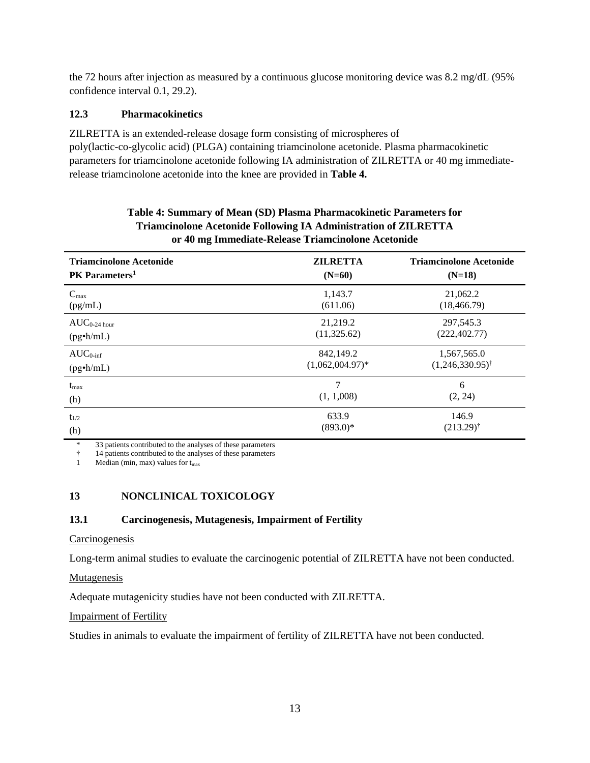the 72 hours after injection as measured by a continuous glucose monitoring device was 8.2 mg/dL (95% confidence interval 0.1, 29.2).

### 12.3 Pharmacokinetics

ZILRETTA is an extended-release dosage form consisting of microspheres of poly(lactic-co-glycolic acid) (PLGA) containing triamcinolone acetonide. Plasma pharmacokinetic parameters for triamcinolone acetonide following IA administration of ZILRETTA or 40 mg immediate-release triamcinolone acetonide into the knee are provided in **Table 4.**

**Table 4: Summary of Mean (SD) Plasma Pharmacokinetic Parameters for Triamcinolone Acetonide Following IA Administration of ZILRETTA or 40 mg Immediate-Release Triamcinolone Acetonide**

| Triamcinolone Acetonide PK Parameters[1] | ZILRETTA (N=60) | Triamcinolone Acetonide (N=18) |
|---|---|---|
| $C_{max}$ (pg/mL) | 1,143.7 (611.06) | 21,062.2 (18,466.79) |
| $AUC_{0\text{-}24\ hour}$ (pg•h/mL) | 21,219.2 (11,325.62) | 297,545.3 (222,402.77) |
| $AUC_{0\text{-}inf}$ (pg•h/mL) | 842,149.2 (1,062,004.97)* | 1,567,565.0 (1,246,330.95)† |
| $t_{max}$ (h) | 7 (1, 1,008) | 6 (2, 24) |
| $t_{1/2}$ (h) | 633.9 (893.0)* | 146.9 (213.29)† |

\* 33 patients contributed to the analyses of these parameters
† 14 patients contributed to the analyses of these parameters
1 Median (min, max) values for $t_{max}$

## 13 NONCLINICAL TOXICOLOGY

### 13.1 Carcinogenesis, Mutagenesis, Impairment of Fertility

Carcinogenesis

Long-term animal studies to evaluate the carcinogenic potential of ZILRETTA have not been conducted.

Mutagenesis

Adequate mutagenicity studies have not been conducted with ZILRETTA.

Impairment of Fertility

Studies in animals to evaluate the impairment of fertility of ZILRETTA have not been conducted.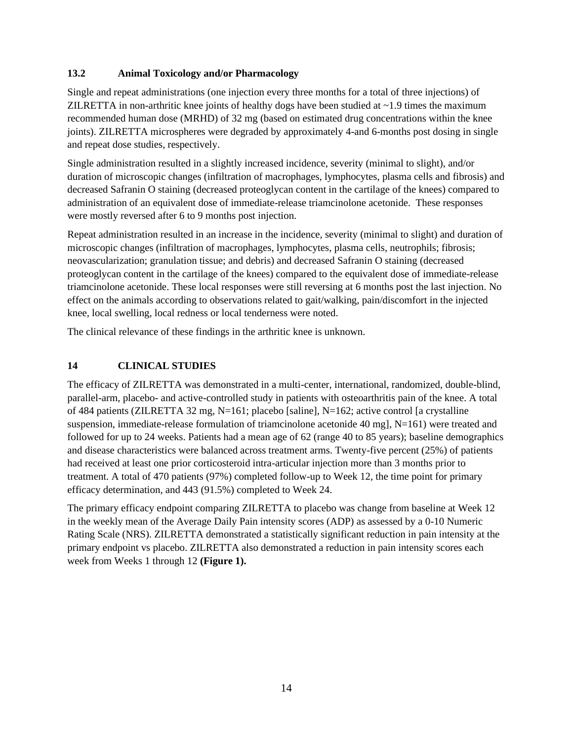### 13.2 Animal Toxicology and/or Pharmacology

Single and repeat administrations (one injection every three months for a total of three injections) of ZILRETTA in non-arthritic knee joints of healthy dogs have been studied at ~1.9 times the maximum recommended human dose (MRHD) of 32 mg (based on estimated drug concentrations within the knee joints). ZILRETTA microspheres were degraded by approximately 4-and 6-months post dosing in single and repeat dose studies, respectively.

Single administration resulted in a slightly increased incidence, severity (minimal to slight), and/or duration of microscopic changes (infiltration of macrophages, lymphocytes, plasma cells and fibrosis) and decreased Safranin O staining (decreased proteoglycan content in the cartilage of the knees) compared to administration of an equivalent dose of immediate-release triamcinolone acetonide. These responses were mostly reversed after 6 to 9 months post injection.

Repeat administration resulted in an increase in the incidence, severity (minimal to slight) and duration of microscopic changes (infiltration of macrophages, lymphocytes, plasma cells, neutrophils; fibrosis; neovascularization; granulation tissue; and debris) and decreased Safranin O staining (decreased proteoglycan content in the cartilage of the knees) compared to the equivalent dose of immediate-release triamcinolone acetonide. These local responses were still reversing at 6 months post the last injection. No effect on the animals according to observations related to gait/walking, pain/discomfort in the injected knee, local swelling, local redness or local tenderness were noted.

The clinical relevance of these findings in the arthritic knee is unknown.

## 14 CLINICAL STUDIES

The efficacy of ZILRETTA was demonstrated in a multi-center, international, randomized, double-blind, parallel-arm, placebo- and active-controlled study in patients with osteoarthritis pain of the knee. A total of 484 patients (ZILRETTA 32 mg, N=161; placebo [saline], N=162; active control [a crystalline suspension, immediate-release formulation of triamcinolone acetonide 40 mg], N=161) were treated and followed for up to 24 weeks. Patients had a mean age of 62 (range 40 to 85 years); baseline demographics and disease characteristics were balanced across treatment arms. Twenty-five percent (25%) of patients had received at least one prior corticosteroid intra-articular injection more than 3 months prior to treatment. A total of 470 patients (97%) completed follow-up to Week 12, the time point for primary efficacy determination, and 443 (91.5%) completed to Week 24.

The primary efficacy endpoint comparing ZILRETTA to placebo was change from baseline at Week 12 in the weekly mean of the Average Daily Pain intensity scores (ADP) as assessed by a 0-10 Numeric Rating Scale (NRS). ZILRETTA demonstrated a statistically significant reduction in pain intensity at the primary endpoint vs placebo. ZILRETTA also demonstrated a reduction in pain intensity scores each week from Weeks 1 through 12 **(Figure 1).**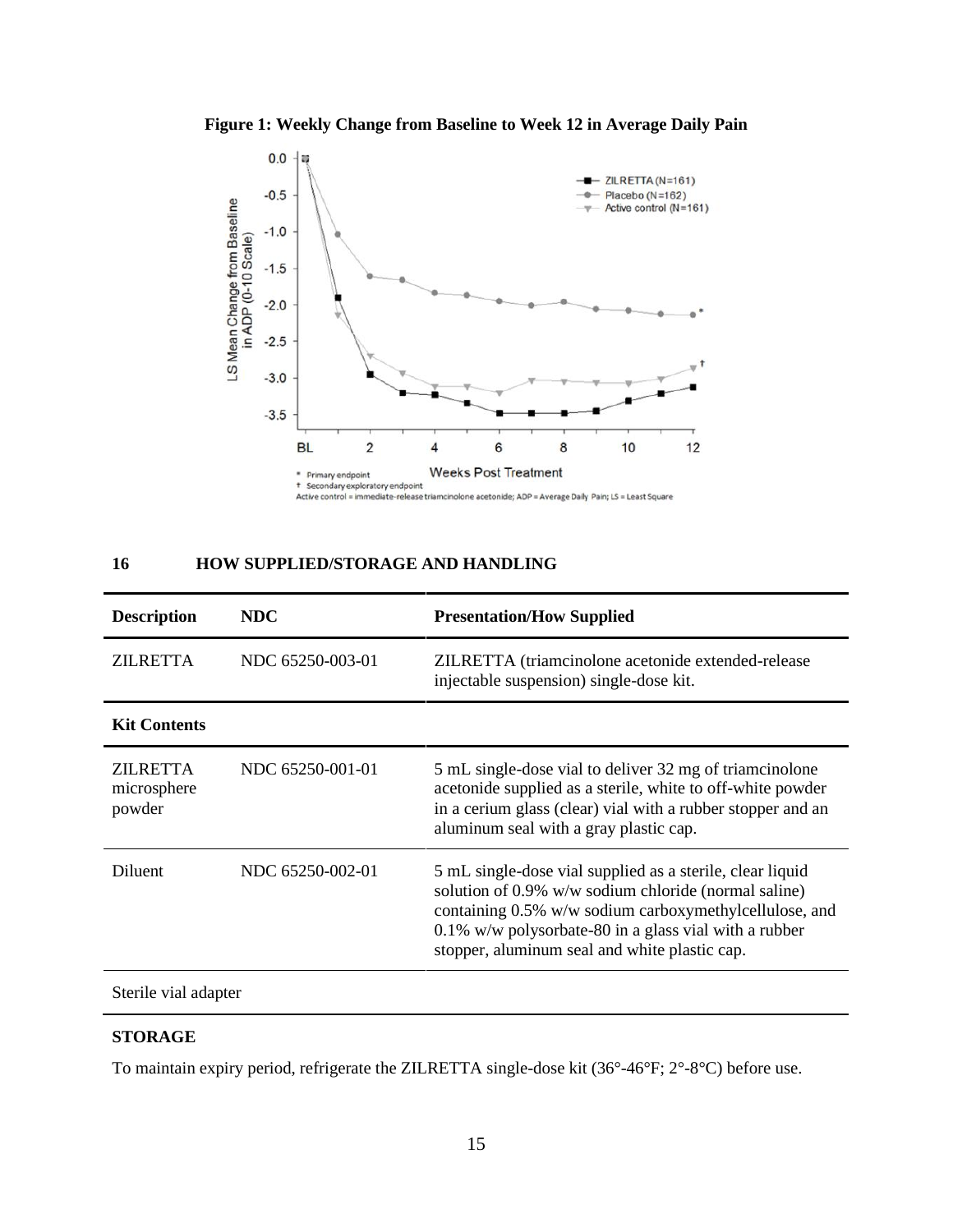**Figure 1: Weekly Change from Baseline to Week 12 in Average Daily Pain**

\* Primary endpoint
† Secondary exploratory endpoint
Active control = immediate-release triamcinolone acetonide; ADP = Average Daily Pain; LS = Least Square

## 16 HOW SUPPLIED/STORAGE AND HANDLING

| Description | NDC | Presentation/How Supplied |
|---|---|---|
| ZILRETTA | NDC 65250-003-01 | ZILRETTA (triamcinolone acetonide extended-release injectable suspension) single-dose kit. |
| **Kit Contents** | | |
| ZILRETTA microsphere powder | NDC 65250-001-01 | 5 mL single-dose vial to deliver 32 mg of triamcinolone acetonide supplied as a sterile, white to off-white powder in a cerium glass (clear) vial with a rubber stopper and an aluminum seal with a gray plastic cap. |
| Diluent | NDC 65250-002-01 | 5 mL single-dose vial supplied as a sterile, clear liquid solution of 0.9% w/w sodium chloride (normal saline) containing 0.5% w/w sodium carboxymethylcellulose, and 0.1% w/w polysorbate-80 in a glass vial with a rubber stopper, aluminum seal and white plastic cap. |
| Sterile vial adapter | | |

**STORAGE**

To maintain expiry period, refrigerate the ZILRETTA single-dose kit (36°-46°F; 2°-8°C) before use.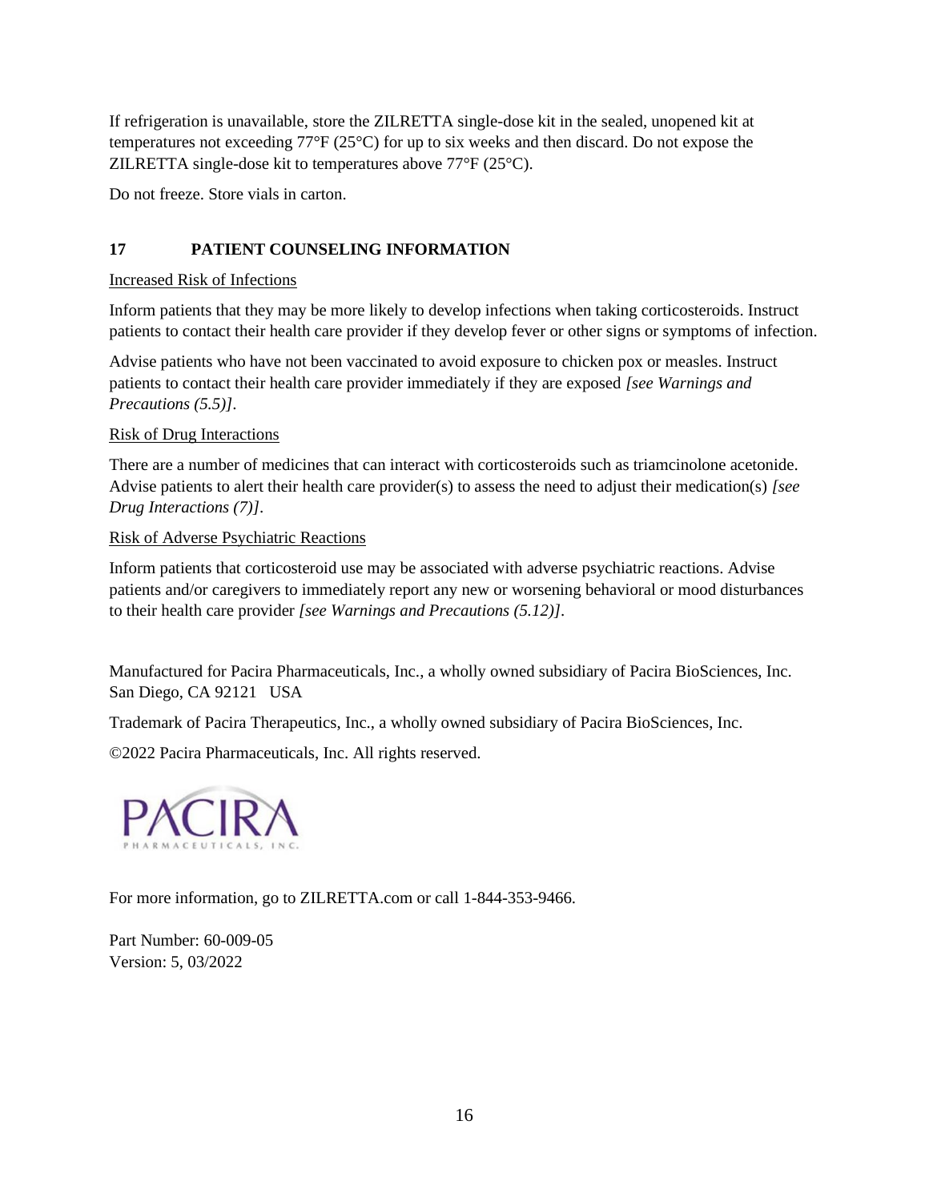If refrigeration is unavailable, store the ZILRETTA single-dose kit in the sealed, unopened kit at temperatures not exceeding 77°F (25°C) for up to six weeks and then discard. Do not expose the ZILRETTA single-dose kit to temperatures above 77°F (25°C).

Do not freeze. Store vials in carton.

## 17 PATIENT COUNSELING INFORMATION

Increased Risk of Infections

Inform patients that they may be more likely to develop infections when taking corticosteroids. Instruct patients to contact their health care provider if they develop fever or other signs or symptoms of infection.

Advise patients who have not been vaccinated to avoid exposure to chicken pox or measles. Instruct patients to contact their health care provider immediately if they are exposed *[see Warnings and Precautions (5.5)]*.

Risk of Drug Interactions

There are a number of medicines that can interact with corticosteroids such as triamcinolone acetonide. Advise patients to alert their health care provider(s) to assess the need to adjust their medication(s) *[see Drug Interactions (7)]*.

Risk of Adverse Psychiatric Reactions

Inform patients that corticosteroid use may be associated with adverse psychiatric reactions. Advise patients and/or caregivers to immediately report any new or worsening behavioral or mood disturbances to their health care provider *[see Warnings and Precautions (5.12)]*.

Manufactured for Pacira Pharmaceuticals, Inc., a wholly owned subsidiary of Pacira BioSciences, Inc.
San Diego, CA 92121 USA

Trademark of Pacira Therapeutics, Inc., a wholly owned subsidiary of Pacira BioSciences, Inc.

©2022 Pacira Pharmaceuticals, Inc. All rights reserved.

PACIRA PHARMACEUTICALS, INC.

For more information, go to ZILRETTA.com or call 1-844-353-9466.

Part Number: 60-009-05
Version: 5, 03/2022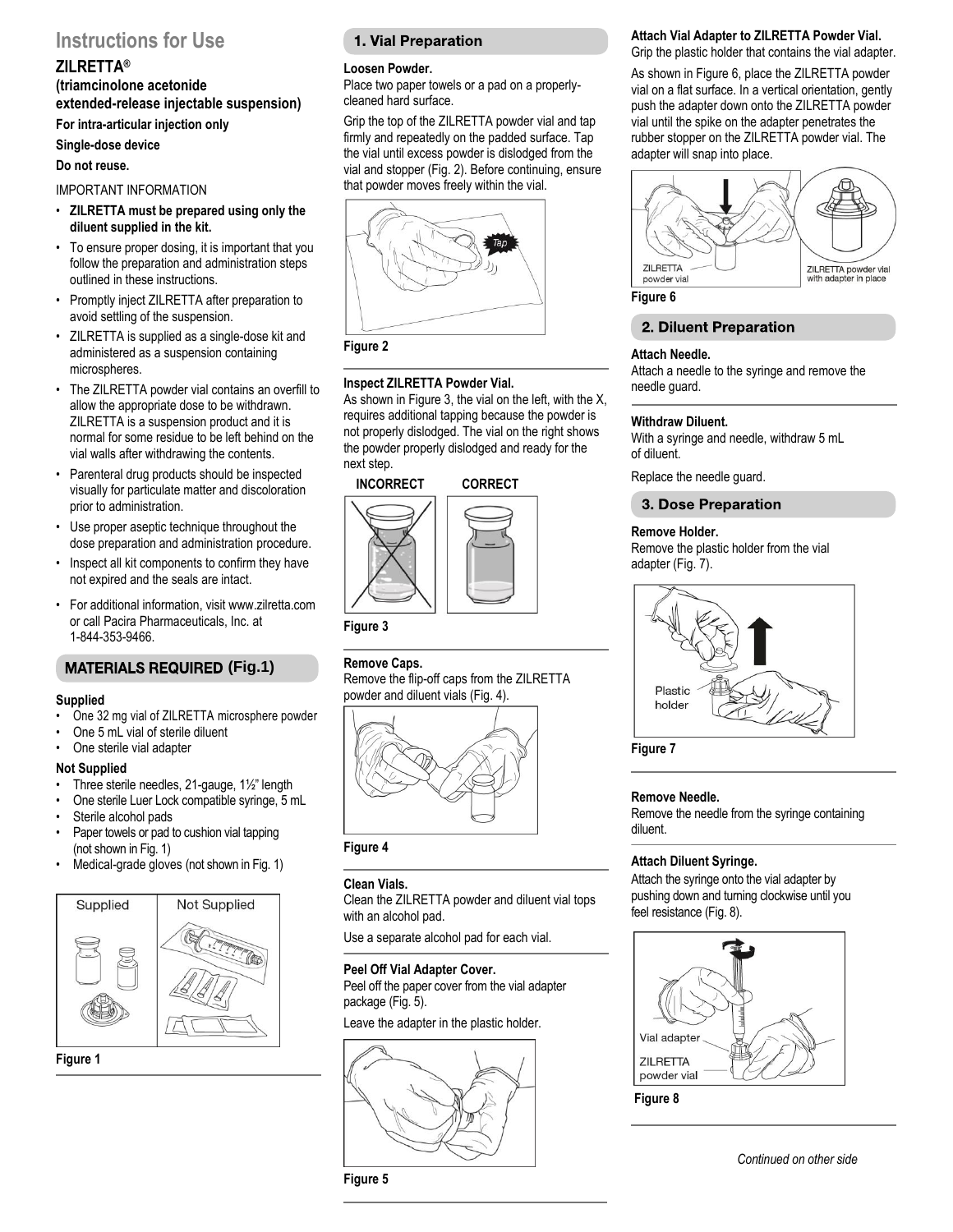# Instructions for Use

## ZILRETTA®

### (triamcinolone acetonide extended-release injectable suspension)

**For intra-articular injection only**

**Single-dose device**

**Do not reuse.**

IMPORTANT INFORMATION

- **ZILRETTA must be prepared using only the diluent supplied in the kit.**
- To ensure proper dosing, it is important that you follow the preparation and administration steps outlined in these instructions.
- Promptly inject ZILRETTA after preparation to avoid settling of the suspension.
- ZILRETTA is supplied as a single-dose kit and administered as a suspension containing microspheres.
- The ZILRETTA powder vial contains an overfill to allow the appropriate dose to be withdrawn. ZILRETTA is a suspension product and it is normal for some residue to be left behind on the vial walls after withdrawing the contents.
- Parenteral drug products should be inspected visually for particulate matter and discoloration prior to administration.
- Use proper aseptic technique throughout the dose preparation and administration procedure.
- Inspect all kit components to confirm they have not expired and the seals are intact.
- For additional information, visit www.zilretta.com or call Pacira Pharmaceuticals, Inc. at 1-844-353-9466.

## MATERIALS REQUIRED (Fig.1)

**Supplied**

- One 32 mg vial of ZILRETTA microsphere powder
- One 5 mL vial of sterile diluent
- One sterile vial adapter

**Not Supplied**

- Three sterile needles, 21-gauge, 1½" length
- One sterile Luer Lock compatible syringe, 5 mL
- Sterile alcohol pads
- Paper towels or pad to cushion vial tapping (not shown in Fig. 1)
- Medical-grade gloves (not shown in Fig. 1)

Supplied | Not Supplied

Figure 1

## 1. Vial Preparation

**Loosen Powder.**

Place two paper towels or a pad on a properly-cleaned hard surface.

Grip the top of the ZILRETTA powder vial and tap firmly and repeatedly on the padded surface. Tap the vial until excess powder is dislodged from the vial and stopper (Fig. 2). Before continuing, ensure that powder moves freely within the vial.

Figure 2

**Inspect ZILRETTA Powder Vial.**

As shown in Figure 3, the vial on the left, with the X, requires additional tapping because the powder is not properly dislodged. The vial on the right shows the powder properly dislodged and ready for the next step.

INCORRECT | CORRECT

Figure 3

**Remove Caps.**

Remove the flip-off caps from the ZILRETTA powder and diluent vials (Fig. 4).

Figure 4

**Clean Vials.**

Clean the ZILRETTA powder and diluent vial tops with an alcohol pad.

Use a separate alcohol pad for each vial.

**Peel Off Vial Adapter Cover.**

Peel off the paper cover from the vial adapter package (Fig. 5).

Leave the adapter in the plastic holder.

Figure 5

**Attach Vial Adapter to ZILRETTA Powder Vial.**

Grip the plastic holder that contains the vial adapter.

As shown in Figure 6, place the ZILRETTA powder vial on a flat surface. In a vertical orientation, gently push the adapter down onto the ZILRETTA powder vial until the spike on the adapter penetrates the rubber stopper on the ZILRETTA powder vial. The adapter will snap into place.

ZILRETTA powder vial | ZILRETTA powder vial with adapter in place

Figure 6

## 2. Diluent Preparation

**Attach Needle.**

Attach a needle to the syringe and remove the needle guard.

**Withdraw Diluent.**

With a syringe and needle, withdraw 5 mL of diluent.

Replace the needle guard.

## 3. Dose Preparation

**Remove Holder.**

Remove the plastic holder from the vial adapter (Fig. 7).

Plastic holder

Figure 7

**Remove Needle.**

Remove the needle from the syringe containing diluent.

**Attach Diluent Syringe.**

Attach the syringe onto the vial adapter by pushing down and turning clockwise until you feel resistance (Fig. 8).

Vial adapter

ZILRETTA powder vial

Figure 8

*Continued on other side*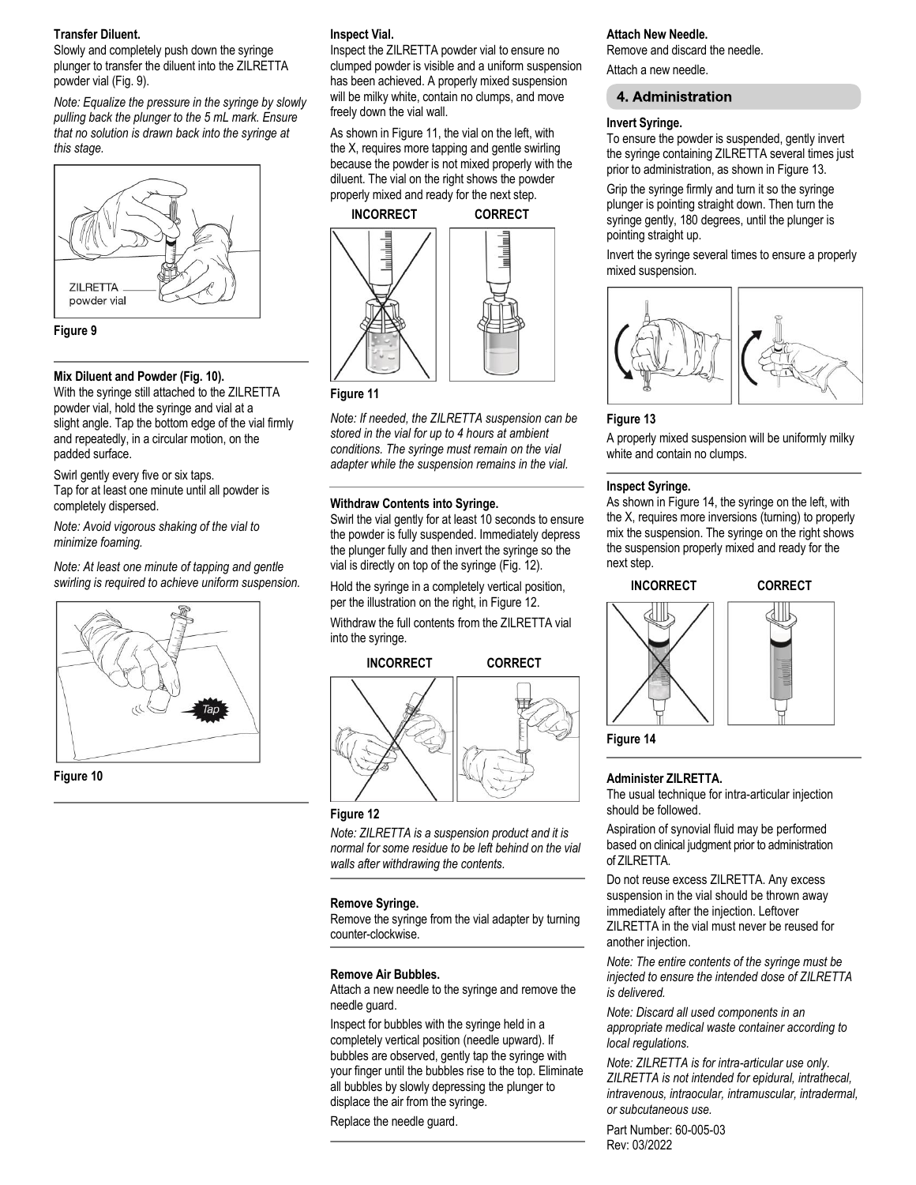**Transfer Diluent.**
Slowly and completely push down the syringe plunger to transfer the diluent into the ZILRETTA powder vial (Fig. 9).

*Note: Equalize the pressure in the syringe by slowly pulling back the plunger to the 5 mL mark. Ensure that no solution is drawn back into the syringe at this stage.*

ZILRETTA powder vial

**Figure 9**

**Mix Diluent and Powder (Fig. 10).**
With the syringe still attached to the ZILRETTA powder vial, hold the syringe and vial at a slight angle. Tap the bottom edge of the vial firmly and repeatedly, in a circular motion, on the padded surface.

Swirl gently every five or six taps.
Tap for at least one minute until all powder is completely dispersed.

*Note: Avoid vigorous shaking of the vial to minimize foaming.*

*Note: At least one minute of tapping and gentle swirling is required to achieve uniform suspension.*

Tap

**Figure 10**

**Inspect Vial.**
Inspect the ZILRETTA powder vial to ensure no clumped powder is visible and a uniform suspension has been achieved. A properly mixed suspension will be milky white, contain no clumps, and move freely down the vial wall.

As shown in Figure 11, the vial on the left, with the X, requires more tapping and gentle swirling because the powder is not mixed properly with the diluent. The vial on the right shows the powder properly mixed and ready for the next step.

INCORRECT CORRECT

**Figure 11**

*Note: If needed, the ZILRETTA suspension can be stored in the vial for up to 4 hours at ambient conditions. The syringe must remain on the vial adapter while the suspension remains in the vial.*

**Withdraw Contents into Syringe.**
Swirl the vial gently for at least 10 seconds to ensure the powder is fully suspended. Immediately depress the plunger fully and then invert the syringe so the vial is directly on top of the syringe (Fig. 12).

Hold the syringe in a completely vertical position, per the illustration on the right, in Figure 12.

Withdraw the full contents from the ZILRETTA vial into the syringe.

INCORRECT CORRECT

**Figure 12**

*Note: ZILRETTA is a suspension product and it is normal for some residue to be left behind on the vial walls after withdrawing the contents.*

**Remove Syringe.**
Remove the syringe from the vial adapter by turning counter-clockwise.

**Remove Air Bubbles.**
Attach a new needle to the syringe and remove the needle guard.

Inspect for bubbles with the syringe held in a completely vertical position (needle upward). If bubbles are observed, gently tap the syringe with your finger until the bubbles rise to the top. Eliminate all bubbles by slowly depressing the plunger to displace the air from the syringe.

Replace the needle guard.

**Attach New Needle.**
Remove and discard the needle.

Attach a new needle.

## 4. Administration

**Invert Syringe.**
To ensure the powder is suspended, gently invert the syringe containing ZILRETTA several times just prior to administration, as shown in Figure 13.

Grip the syringe firmly and turn it so the syringe plunger is pointing straight down. Then turn the syringe gently, 180 degrees, until the plunger is pointing straight up.

Invert the syringe several times to ensure a properly mixed suspension.

**Figure 13**

A properly mixed suspension will be uniformly milky white and contain no clumps.

**Inspect Syringe.**
As shown in Figure 14, the syringe on the left, with the X, requires more inversions (turning) to properly mix the suspension. The syringe on the right shows the suspension properly mixed and ready for the next step.

INCORRECT CORRECT

**Figure 14**

**Administer ZILRETTA.**
The usual technique for intra-articular injection should be followed.

Aspiration of synovial fluid may be performed based on clinical judgment prior to administration of ZILRETTA.

Do not reuse excess ZILRETTA. Any excess suspension in the vial should be thrown away immediately after the injection. Leftover ZILRETTA in the vial must never be reused for another injection.

*Note: The entire contents of the syringe must be injected to ensure the intended dose of ZILRETTA is delivered.*

*Note: Discard all used components in an appropriate medical waste container according to local regulations.*

*Note: ZILRETTA is for intra-articular use only. ZILRETTA is not intended for epidural, intrathecal, intravenous, intraocular, intramuscular, intradermal, or subcutaneous use.*

Part Number: 60-005-03
Rev: 03/2022